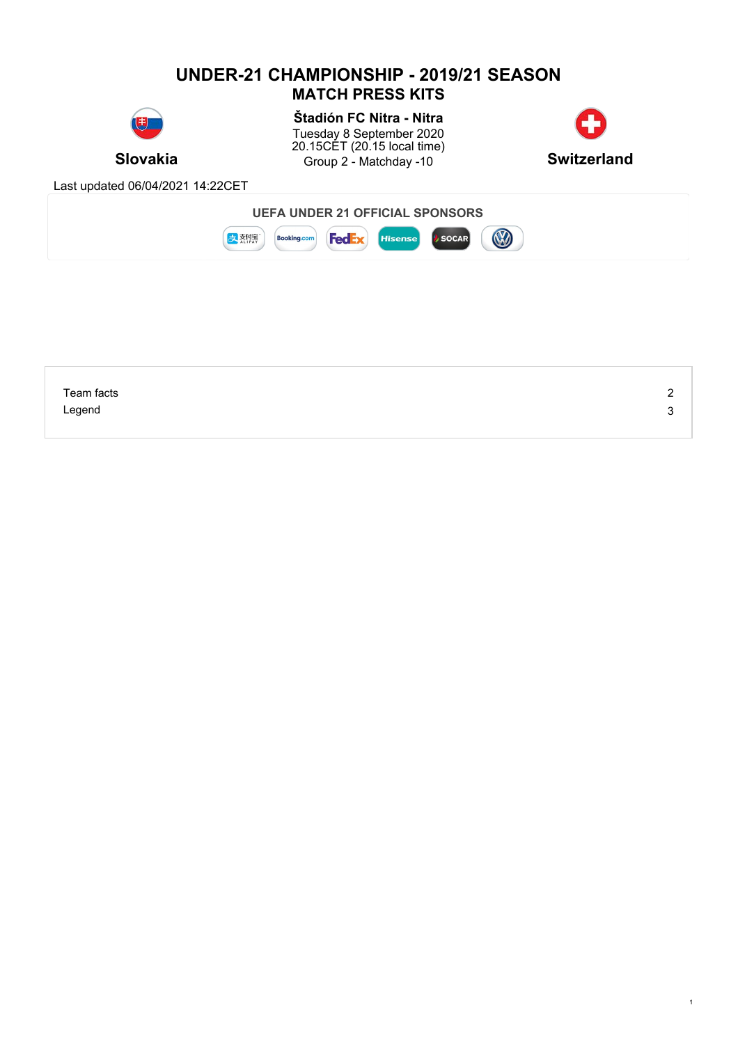# UNDER-21 CHAMPIONSHIP - 2019/21 SEASON

## MATCH PRESS KITS

**Slovakia** — **Switzerland**

**Štadión FC Nitra - Nitra**
Tuesday 8 September 2020
20.15CET (20.15 local time)
Group 2 - Matchday -10

Last updated 06/04/2021 14:22CET

**UEFA UNDER 21 OFFICIAL SPONSORS**

| | |
|---|---|
| Team facts | 2 |
| Legend | 3 |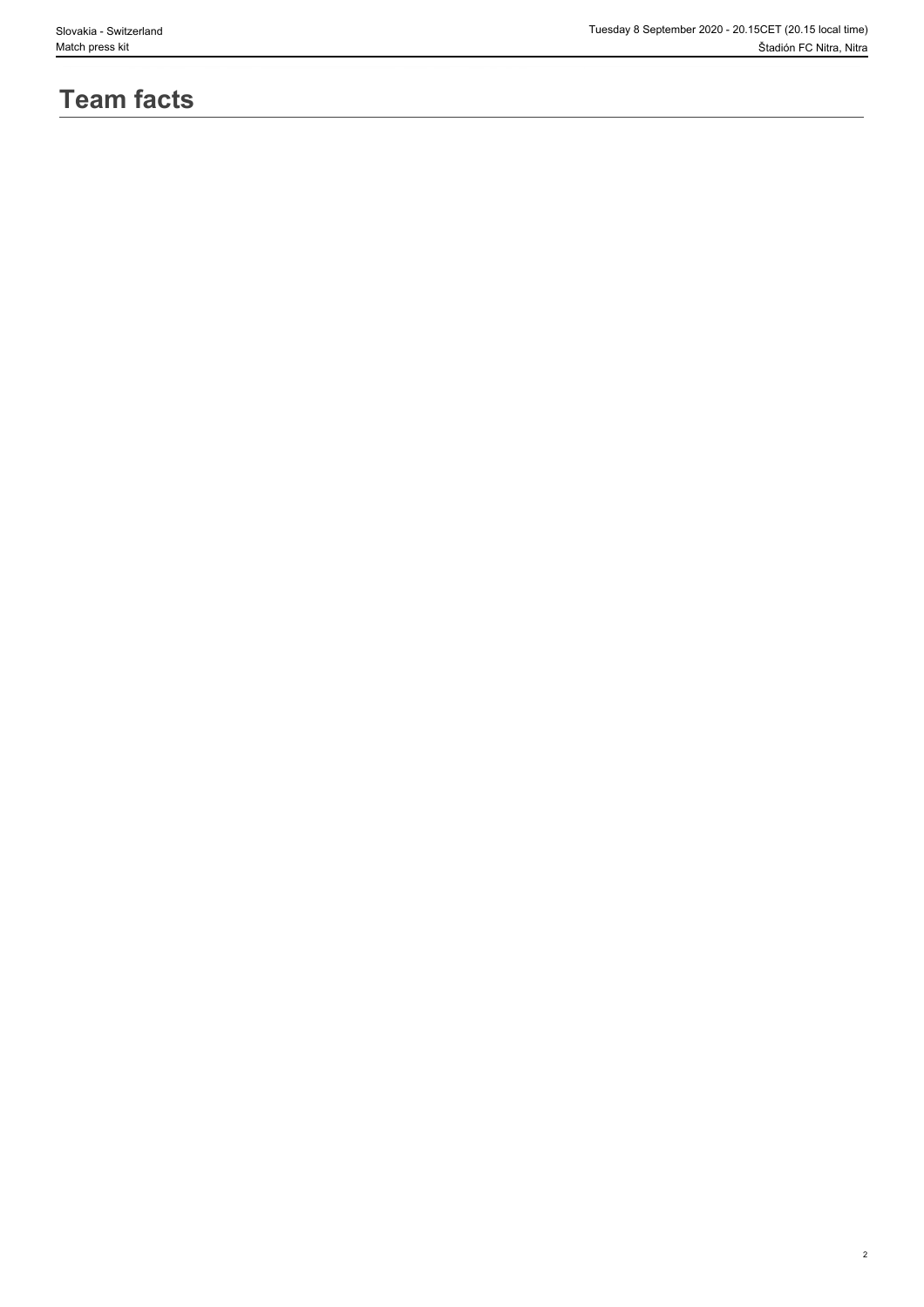# Team facts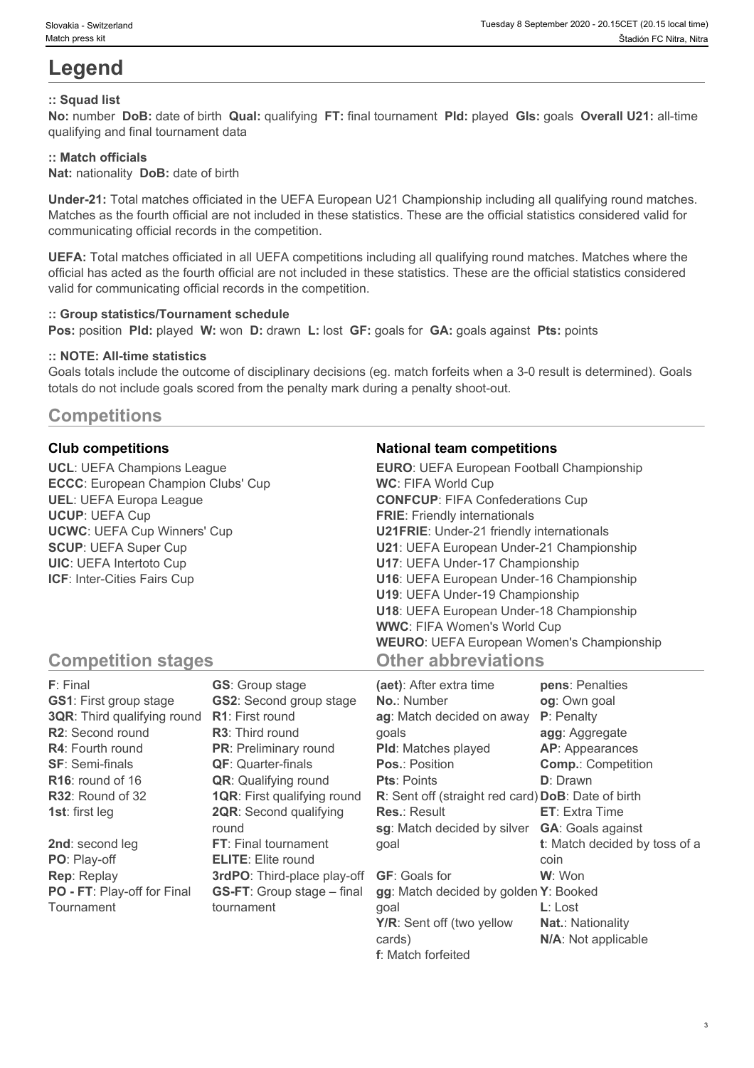# Legend

**:: Squad list**

**No:** number **DoB:** date of birth **Qual:** qualifying **FT:** final tournament **Pld:** played **Gls:** goals **Overall U21:** all-time qualifying and final tournament data

**:: Match officials**

**Nat:** nationality **DoB:** date of birth

**Under-21:** Total matches officiated in the UEFA European U21 Championship including all qualifying round matches. Matches as the fourth official are not included in these statistics. These are the official statistics considered valid for communicating official records in the competition.

**UEFA:** Total matches officiated in all UEFA competitions including all qualifying round matches. Matches where the official has acted as the fourth official are not included in these statistics. These are the official statistics considered valid for communicating official records in the competition.

**:: Group statistics/Tournament schedule**

**Pos:** position **Pld:** played **W:** won **D:** drawn **L:** lost **GF:** goals for **GA:** goals against **Pts:** points

**:: NOTE: All-time statistics**

Goals totals include the outcome of disciplinary decisions (eg. match forfeits when a 3-0 result is determined). Goals totals do not include goals scored from the penalty mark during a penalty shoot-out.

## Competitions

### Club competitions

**UCL**: UEFA Champions League
**ECCC**: European Champion Clubs' Cup
**UEL**: UEFA Europa League
**UCUP**: UEFA Cup
**UCWC**: UEFA Cup Winners' Cup
**SCUP**: UEFA Super Cup
**UIC**: UEFA Intertoto Cup
**ICF**: Inter-Cities Fairs Cup

### National team competitions

**EURO**: UEFA European Football Championship
**WC**: FIFA World Cup
**CONFCUP**: FIFA Confederations Cup
**FRIE**: Friendly internationals
**U21FRIE**: Under-21 friendly internationals
**U21**: UEFA European Under-21 Championship
**U17**: UEFA Under-17 Championship
**U16**: UEFA European Under-16 Championship
**U19**: UEFA Under-19 Championship
**U18**: UEFA European Under-18 Championship
**WWC**: FIFA Women's World Cup
**WEURO**: UEFA European Women's Championship

## Competition stages

**F**: Final
**GS1**: First group stage
**3QR**: Third qualifying round
**R2**: Second round
**R4**: Fourth round
**SF**: Semi-finals
**R16**: round of 16
**R32**: Round of 32
**1st**: first leg
**2nd**: second leg
**PO**: Play-off
**Rep**: Replay
**PO - FT**: Play-off for Final Tournament
**GS**: Group stage
**GS2**: Second group stage
**R1**: First round
**R3**: Third round
**PR**: Preliminary round
**QF**: Quarter-finals
**QR**: Qualifying round
**1QR**: First qualifying round
**2QR**: Second qualifying round
**FT**: Final tournament
**ELITE**: Elite round
**3rdPO**: Third-place play-off
**GS-FT**: Group stage – final tournament

## Other abbreviations

**(aet)**: After extra time
**No.**: Number
**ag**: Match decided on away goals
**Pld**: Matches played
**Pos.**: Position
**Pts**: Points
**R**: Sent off (straight red card)
**Res.**: Result
**sg**: Match decided by silver goal
**GF**: Goals for
**gg**: Match decided by golden goal
**Y/R**: Sent off (two yellow cards)
**f**: Match forfeited
**pens**: Penalties
**og**: Own goal
**P**: Penalty
**agg**: Aggregate
**AP**: Appearances
**Comp.**: Competition
**D**: Drawn
**DoB**: Date of birth
**ET**: Extra Time
**GA**: Goals against
**t**: Match decided by toss of a coin
**W**: Won
**Y**: Booked
**L**: Lost
**Nat.**: Nationality
**N/A**: Not applicable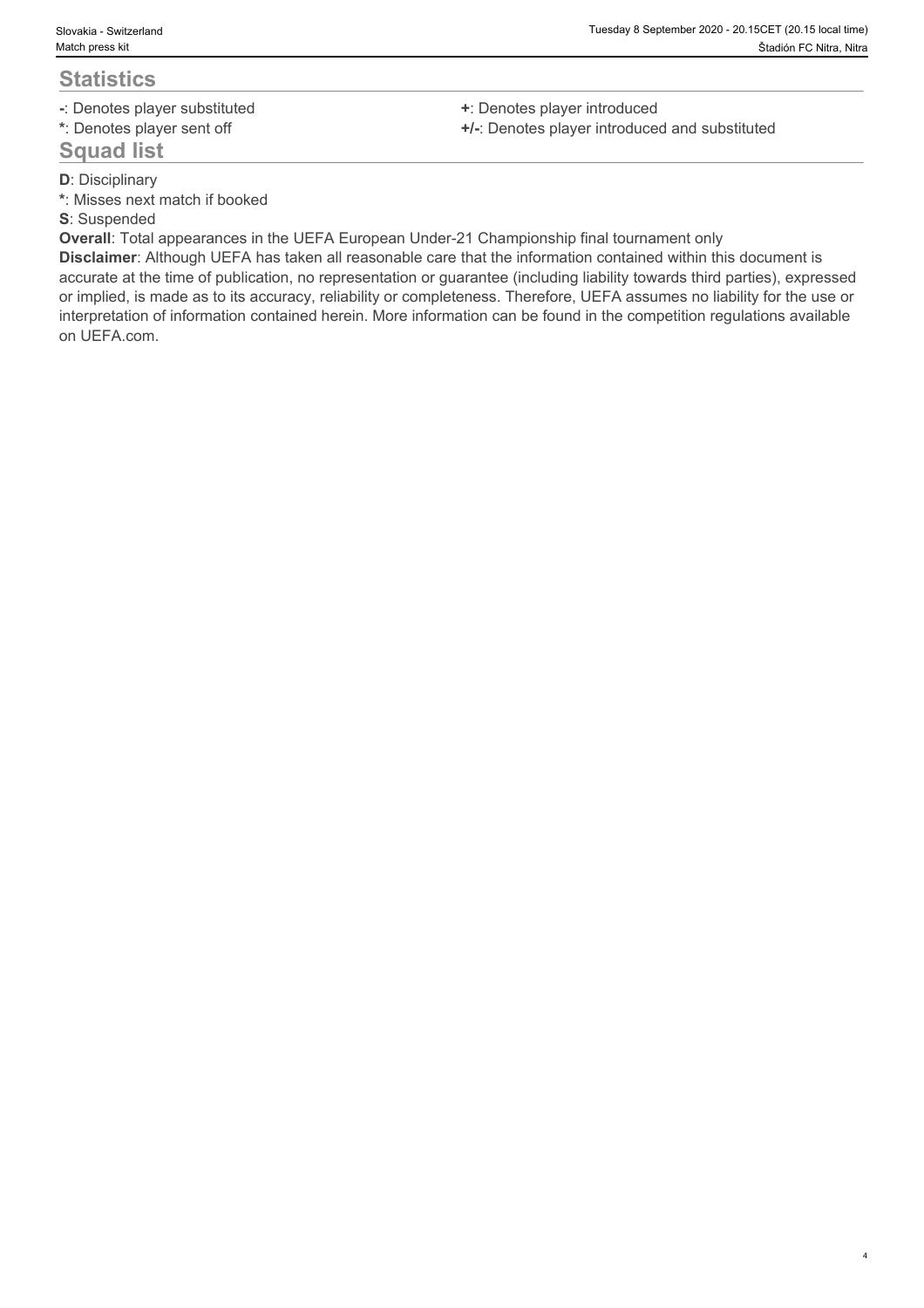## Statistics

**-**: Denotes player substituted

**\***: Denotes player sent off

**+**: Denotes player introduced

**+/-**: Denotes player introduced and substituted

## Squad list

**D**: Disciplinary

**\***: Misses next match if booked

**S**: Suspended

**Overall**: Total appearances in the UEFA European Under-21 Championship final tournament only

**Disclaimer**: Although UEFA has taken all reasonable care that the information contained within this document is accurate at the time of publication, no representation or guarantee (including liability towards third parties), expressed or implied, is made as to its accuracy, reliability or completeness. Therefore, UEFA assumes no liability for the use or interpretation of information contained herein. More information can be found in the competition regulations available on UEFA.com.